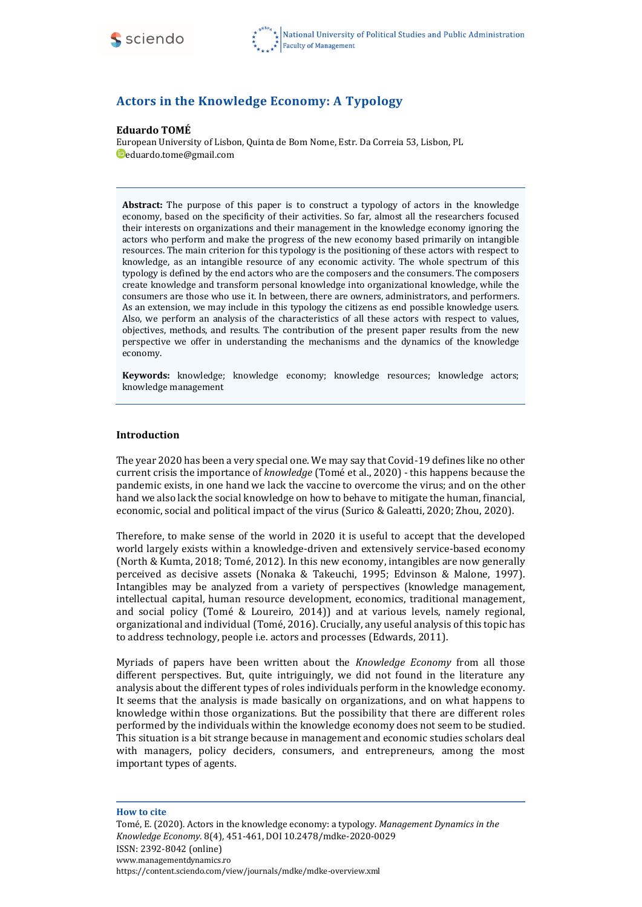# Actors in the Knowledge Economy: A Typology

**Eduardo TOMÉ**

European University of Lisbon, Quinta de Bom Nome, Estr. Da Correia 53, Lisbon, PL

eduardo.tome@gmail.com

**Abstract:** The purpose of this paper is to construct a typology of actors in the knowledge economy, based on the specificity of their activities. So far, almost all the researchers focused their interests on organizations and their management in the knowledge economy ignoring the actors who perform and make the progress of the new economy based primarily on intangible resources. The main criterion for this typology is the positioning of these actors with respect to knowledge, as an intangible resource of any economic activity. The whole spectrum of this typology is defined by the end actors who are the composers and the consumers. The composers create knowledge and transform personal knowledge into organizational knowledge, while the consumers are those who use it. In between, there are owners, administrators, and performers. As an extension, we may include in this typology the citizens as end possible knowledge users. Also, we perform an analysis of the characteristics of all these actors with respect to values, objectives, methods, and results. The contribution of the present paper results from the new perspective we offer in understanding the mechanisms and the dynamics of the knowledge economy.

**Keywords:** knowledge; knowledge economy; knowledge resources; knowledge actors; knowledge management

## Introduction

The year 2020 has been a very special one. We may say that Covid-19 defines like no other current crisis the importance of *knowledge* (Tomé et al., 2020) - this happens because the pandemic exists, in one hand we lack the vaccine to overcome the virus; and on the other hand we also lack the social knowledge on how to behave to mitigate the human, financial, economic, social and political impact of the virus (Surico & Galeatti, 2020; Zhou, 2020).

Therefore, to make sense of the world in 2020 it is useful to accept that the developed world largely exists within a knowledge-driven and extensively service-based economy (North & Kumta, 2018; Tomé, 2012). In this new economy, intangibles are now generally perceived as decisive assets (Nonaka & Takeuchi, 1995; Edvinson & Malone, 1997). Intangibles may be analyzed from a variety of perspectives (knowledge management, intellectual capital, human resource development, economics, traditional management, and social policy (Tomé & Loureiro, 2014)) and at various levels, namely regional, organizational and individual (Tomé, 2016). Crucially, any useful analysis of this topic has to address technology, people i.e. actors and processes (Edwards, 2011).

Myriads of papers have been written about the *Knowledge Economy* from all those different perspectives. But, quite intriguingly, we did not found in the literature any analysis about the different types of roles individuals perform in the knowledge economy. It seems that the analysis is made basically on organizations, and on what happens to knowledge within those organizations. But the possibility that there are different roles performed by the individuals within the knowledge economy does not seem to be studied. This situation is a bit strange because in management and economic studies scholars deal with managers, policy deciders, consumers, and entrepreneurs, among the most important types of agents.

**How to cite**

Tomé, E. (2020). Actors in the knowledge economy: a typology. *Management Dynamics in the Knowledge Economy.* 8(4), 451-461, DOI 10.2478/mdke-2020-0029

ISSN: 2392-8042 (online)

www.managementdynamics.ro

https://content.sciendo.com/view/journals/mdke/mdke-overview.xml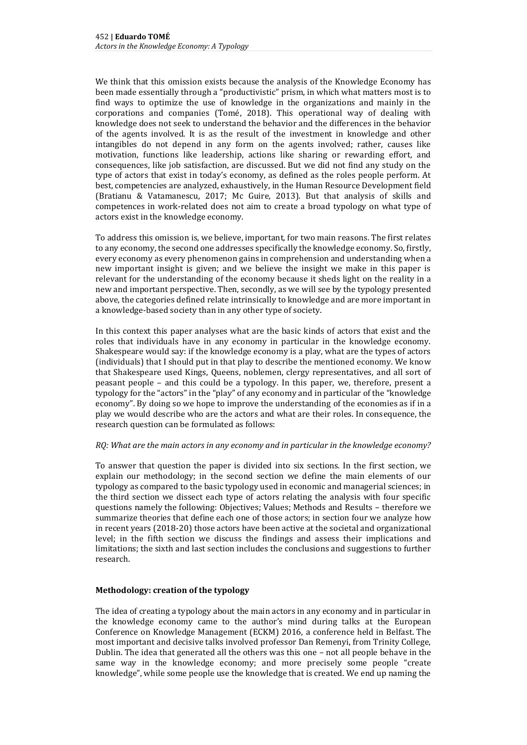We think that this omission exists because the analysis of the Knowledge Economy has been made essentially through a "productivistic" prism, in which what matters most is to find ways to optimize the use of knowledge in the organizations and mainly in the corporations and companies (Tomé, 2018). This operational way of dealing with knowledge does not seek to understand the behavior and the differences in the behavior of the agents involved. It is as the result of the investment in knowledge and other intangibles do not depend in any form on the agents involved; rather, causes like motivation, functions like leadership, actions like sharing or rewarding effort, and consequences, like job satisfaction, are discussed. But we did not find any study on the type of actors that exist in today's economy, as defined as the roles people perform. At best, competencies are analyzed, exhaustively, in the Human Resource Development field (Bratianu & Vatamanescu, 2017; Mc Guire, 2013). But that analysis of skills and competences in work-related does not aim to create a broad typology on what type of actors exist in the knowledge economy.

To address this omission is, we believe, important, for two main reasons. The first relates to any economy, the second one addresses specifically the knowledge economy. So, firstly, every economy as every phenomenon gains in comprehension and understanding when a new important insight is given; and we believe the insight we make in this paper is relevant for the understanding of the economy because it sheds light on the reality in a new and important perspective. Then, secondly, as we will see by the typology presented above, the categories defined relate intrinsically to knowledge and are more important in a knowledge-based society than in any other type of society.

In this context this paper analyses what are the basic kinds of actors that exist and the roles that individuals have in any economy in particular in the knowledge economy. Shakespeare would say: if the knowledge economy is a play, what are the types of actors (individuals) that I should put in that play to describe the mentioned economy. We know that Shakespeare used Kings, Queens, noblemen, clergy representatives, and all sort of peasant people – and this could be a typology. In this paper, we, therefore, present a typology for the "actors" in the "play" of any economy and in particular of the "knowledge economy". By doing so we hope to improve the understanding of the economies as if in a play we would describe who are the actors and what are their roles. In consequence, the research question can be formulated as follows:

*RQ: What are the main actors in any economy and in particular in the knowledge economy?*

To answer that question the paper is divided into six sections. In the first section, we explain our methodology; in the second section we define the main elements of our typology as compared to the basic typology used in economic and managerial sciences; in the third section we dissect each type of actors relating the analysis with four specific questions namely the following: Objectives; Values; Methods and Results – therefore we summarize theories that define each one of those actors; in section four we analyze how in recent years (2018-20) those actors have been active at the societal and organizational level; in the fifth section we discuss the findings and assess their implications and limitations; the sixth and last section includes the conclusions and suggestions to further research.

## Methodology: creation of the typology

The idea of creating a typology about the main actors in any economy and in particular in the knowledge economy came to the author's mind during talks at the European Conference on Knowledge Management (ECKM) 2016, a conference held in Belfast. The most important and decisive talks involved professor Dan Remenyi, from Trinity College, Dublin. The idea that generated all the others was this one – not all people behave in the same way in the knowledge economy; and more precisely some people "create knowledge", while some people use the knowledge that is created. We end up naming the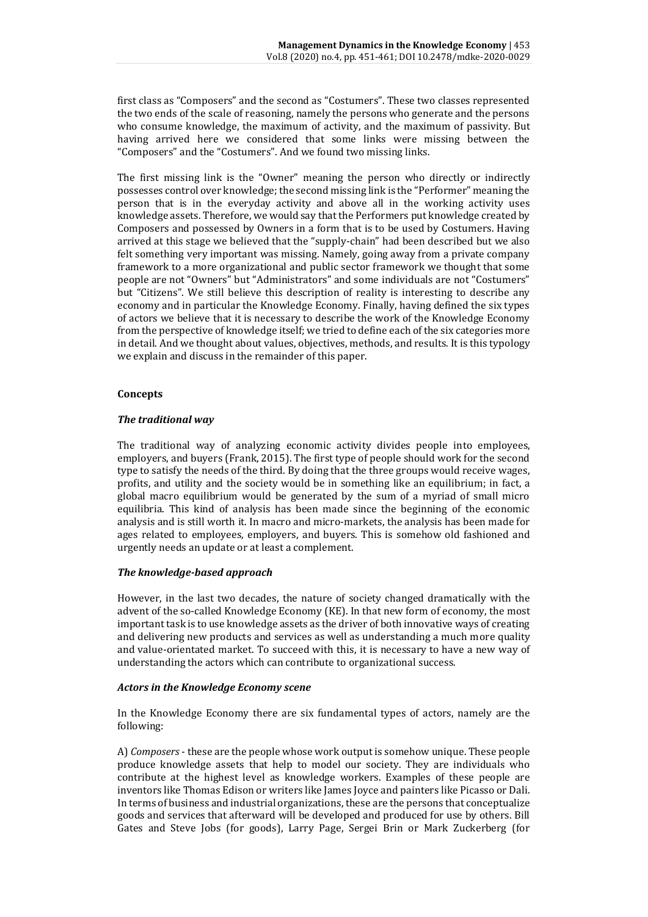first class as "Composers" and the second as "Costumers". These two classes represented the two ends of the scale of reasoning, namely the persons who generate and the persons who consume knowledge, the maximum of activity, and the maximum of passivity. But having arrived here we considered that some links were missing between the "Composers" and the "Costumers". And we found two missing links.

The first missing link is the "Owner" meaning the person who directly or indirectly possesses control over knowledge; the second missing link is the "Performer" meaning the person that is in the everyday activity and above all in the working activity uses knowledge assets. Therefore, we would say that the Performers put knowledge created by Composers and possessed by Owners in a form that is to be used by Costumers. Having arrived at this stage we believed that the "supply-chain" had been described but we also felt something very important was missing. Namely, going away from a private company framework to a more organizational and public sector framework we thought that some people are not "Owners" but "Administrators" and some individuals are not "Costumers" but "Citizens". We still believe this description of reality is interesting to describe any economy and in particular the Knowledge Economy. Finally, having defined the six types of actors we believe that it is necessary to describe the work of the Knowledge Economy from the perspective of knowledge itself; we tried to define each of the six categories more in detail. And we thought about values, objectives, methods, and results. It is this typology we explain and discuss in the remainder of this paper.

## Concepts

### *The traditional way*

The traditional way of analyzing economic activity divides people into employees, employers, and buyers (Frank, 2015). The first type of people should work for the second type to satisfy the needs of the third. By doing that the three groups would receive wages, profits, and utility and the society would be in something like an equilibrium; in fact, a global macro equilibrium would be generated by the sum of a myriad of small micro equilibria. This kind of analysis has been made since the beginning of the economic analysis and is still worth it. In macro and micro-markets, the analysis has been made for ages related to employees, employers, and buyers. This is somehow old fashioned and urgently needs an update or at least a complement.

### *The knowledge-based approach*

However, in the last two decades, the nature of society changed dramatically with the advent of the so-called Knowledge Economy (KE). In that new form of economy, the most important task is to use knowledge assets as the driver of both innovative ways of creating and delivering new products and services as well as understanding a much more quality and value-orientated market. To succeed with this, it is necessary to have a new way of understanding the actors which can contribute to organizational success.

### *Actors in the Knowledge Economy scene*

In the Knowledge Economy there are six fundamental types of actors, namely are the following:

A) *Composers* - these are the people whose work output is somehow unique. These people produce knowledge assets that help to model our society. They are individuals who contribute at the highest level as knowledge workers. Examples of these people are inventors like Thomas Edison or writers like James Joyce and painters like Picasso or Dali. In terms of business and industrial organizations, these are the persons that conceptualize goods and services that afterward will be developed and produced for use by others. Bill Gates and Steve Jobs (for goods), Larry Page, Sergei Brin or Mark Zuckerberg (for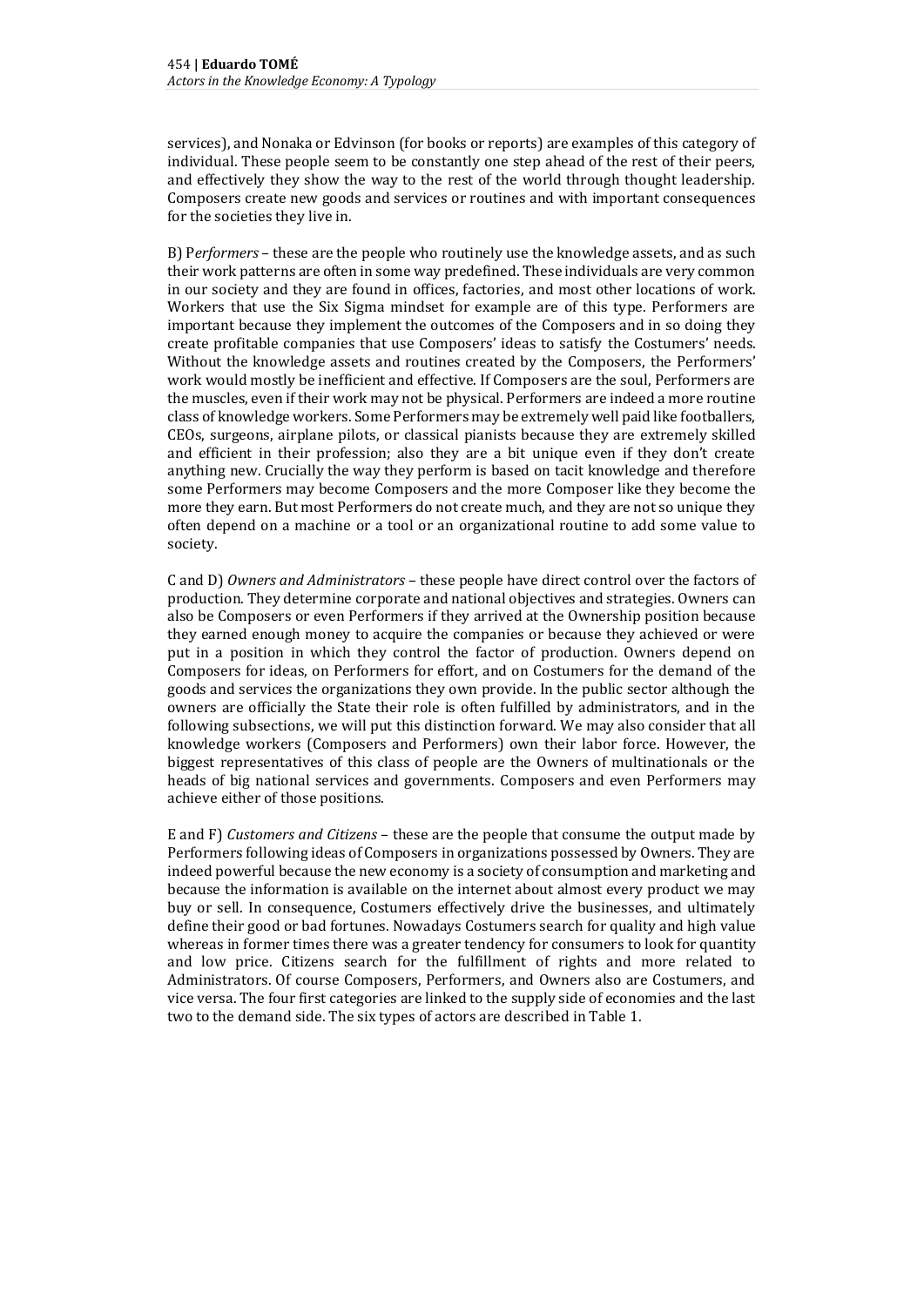services), and Nonaka or Edvinson (for books or reports) are examples of this category of individual. These people seem to be constantly one step ahead of the rest of their peers, and effectively they show the way to the rest of the world through thought leadership. Composers create new goods and services or routines and with important consequences for the societies they live in.

B) P*erformers* – these are the people who routinely use the knowledge assets, and as such their work patterns are often in some way predefined. These individuals are very common in our society and they are found in offices, factories, and most other locations of work. Workers that use the Six Sigma mindset for example are of this type. Performers are important because they implement the outcomes of the Composers and in so doing they create profitable companies that use Composers' ideas to satisfy the Costumers' needs. Without the knowledge assets and routines created by the Composers, the Performers' work would mostly be inefficient and effective. If Composers are the soul, Performers are the muscles, even if their work may not be physical. Performers are indeed a more routine class of knowledge workers. Some Performers may be extremely well paid like footballers, CEOs, surgeons, airplane pilots, or classical pianists because they are extremely skilled and efficient in their profession; also they are a bit unique even if they don't create anything new. Crucially the way they perform is based on tacit knowledge and therefore some Performers may become Composers and the more Composer like they become the more they earn. But most Performers do not create much, and they are not so unique they often depend on a machine or a tool or an organizational routine to add some value to society.

C and D) *Owners and Administrators* – these people have direct control over the factors of production. They determine corporate and national objectives and strategies. Owners can also be Composers or even Performers if they arrived at the Ownership position because they earned enough money to acquire the companies or because they achieved or were put in a position in which they control the factor of production. Owners depend on Composers for ideas, on Performers for effort, and on Costumers for the demand of the goods and services the organizations they own provide. In the public sector although the owners are officially the State their role is often fulfilled by administrators, and in the following subsections, we will put this distinction forward. We may also consider that all knowledge workers (Composers and Performers) own their labor force. However, the biggest representatives of this class of people are the Owners of multinationals or the heads of big national services and governments. Composers and even Performers may achieve either of those positions.

E and F) *Customers and Citizens* – these are the people that consume the output made by Performers following ideas of Composers in organizations possessed by Owners. They are indeed powerful because the new economy is a society of consumption and marketing and because the information is available on the internet about almost every product we may buy or sell. In consequence, Costumers effectively drive the businesses, and ultimately define their good or bad fortunes. Nowadays Costumers search for quality and high value whereas in former times there was a greater tendency for consumers to look for quantity and low price. Citizens search for the fulfillment of rights and more related to Administrators. Of course Composers, Performers, and Owners also are Costumers, and vice versa. The four first categories are linked to the supply side of economies and the last two to the demand side. The six types of actors are described in Table 1.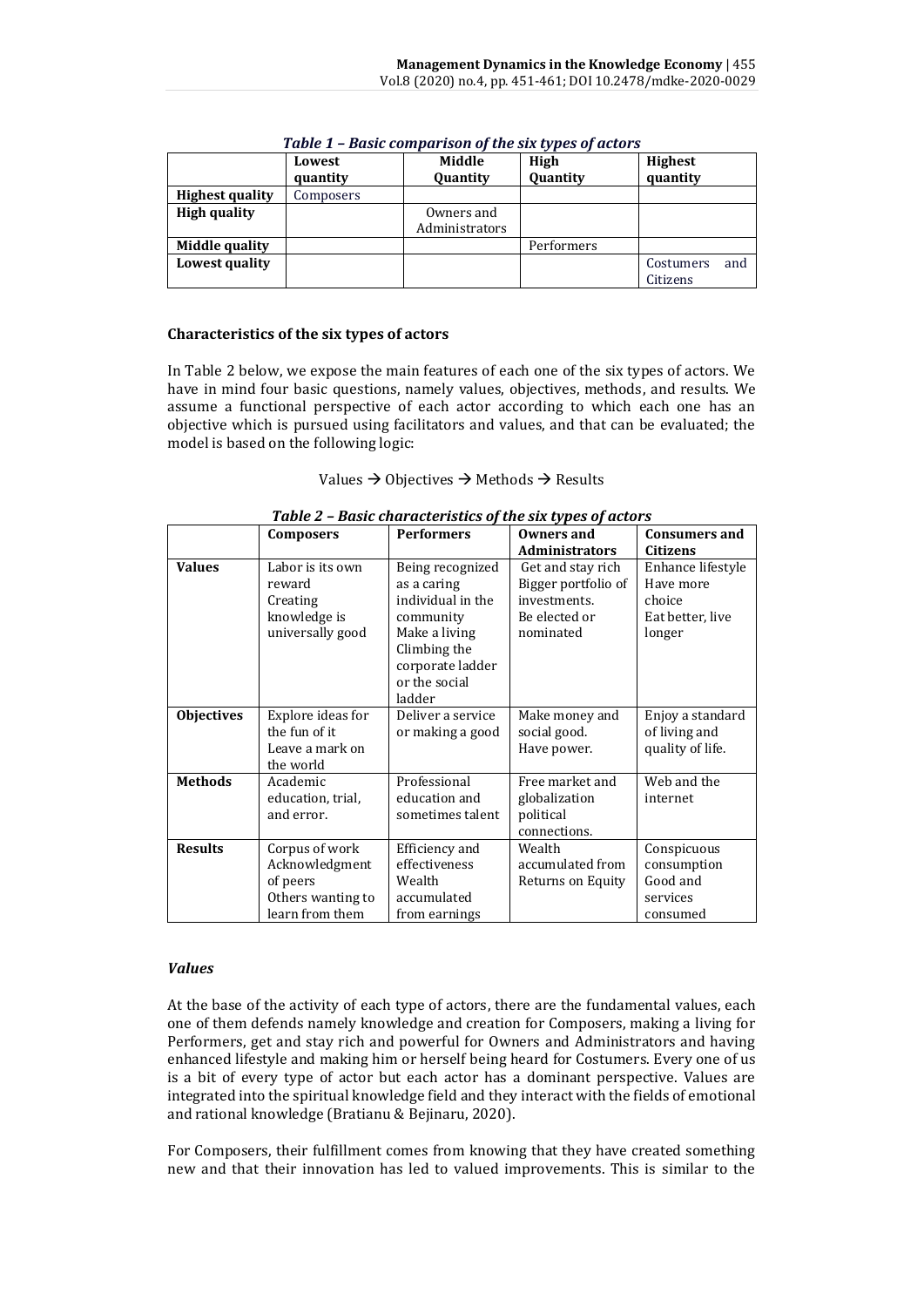*Table 1 – Basic comparison of the six types of actors*

| | Lowest quantity | Middle Quantity | High Quantity | Highest quantity |
|---|---|---|---|---|
| **Highest quality** | Composers | | | |
| **High quality** | | Owners and Administrators | | |
| **Middle quality** | | | Performers | |
| **Lowest quality** | | | | Costumers and Citizens |

### Characteristics of the six types of actors

In Table 2 below, we expose the main features of each one of the six types of actors. We have in mind four basic questions, namely values, objectives, methods, and results. We assume a functional perspective of each actor according to which each one has an objective which is pursued using facilitators and values, and that can be evaluated; the model is based on the following logic:

Values → Objectives → Methods → Results

*Table 2 – Basic characteristics of the six types of actors*

| | Composers | Performers | Owners and Administrators | Consumers and Citizens |
|---|---|---|---|---|
| **Values** | Labor is its own reward<br>Creating knowledge is universally good | Being recognized as a caring individual in the community<br>Make a living<br>Climbing the corporate ladder or the social ladder | Get and stay rich<br>Bigger portfolio of investments.<br>Be elected or nominated | Enhance lifestyle<br>Have more choice<br>Eat better, live longer |
| **Objectives** | Explore ideas for the fun of it<br>Leave a mark on the world | Deliver a service or making a good | Make money and social good.<br>Have power. | Enjoy a standard of living and quality of life. |
| **Methods** | Academic education, trial, and error. | Professional education and sometimes talent | Free market and globalization political connections. | Web and the internet |
| **Results** | Corpus of work<br>Acknowledgment of peers<br>Others wanting to learn from them | Efficiency and effectiveness<br>Wealth accumulated from earnings | Wealth accumulated from Returns on Equity | Conspicuous consumption<br>Good and services consumed |

#### *Values*

At the base of the activity of each type of actors, there are the fundamental values, each one of them defends namely knowledge and creation for Composers, making a living for Performers, get and stay rich and powerful for Owners and Administrators and having enhanced lifestyle and making him or herself being heard for Costumers. Every one of us is a bit of every type of actor but each actor has a dominant perspective. Values are integrated into the spiritual knowledge field and they interact with the fields of emotional and rational knowledge (Bratianu & Bejinaru, 2020).

For Composers, their fulfillment comes from knowing that they have created something new and that their innovation has led to valued improvements. This is similar to the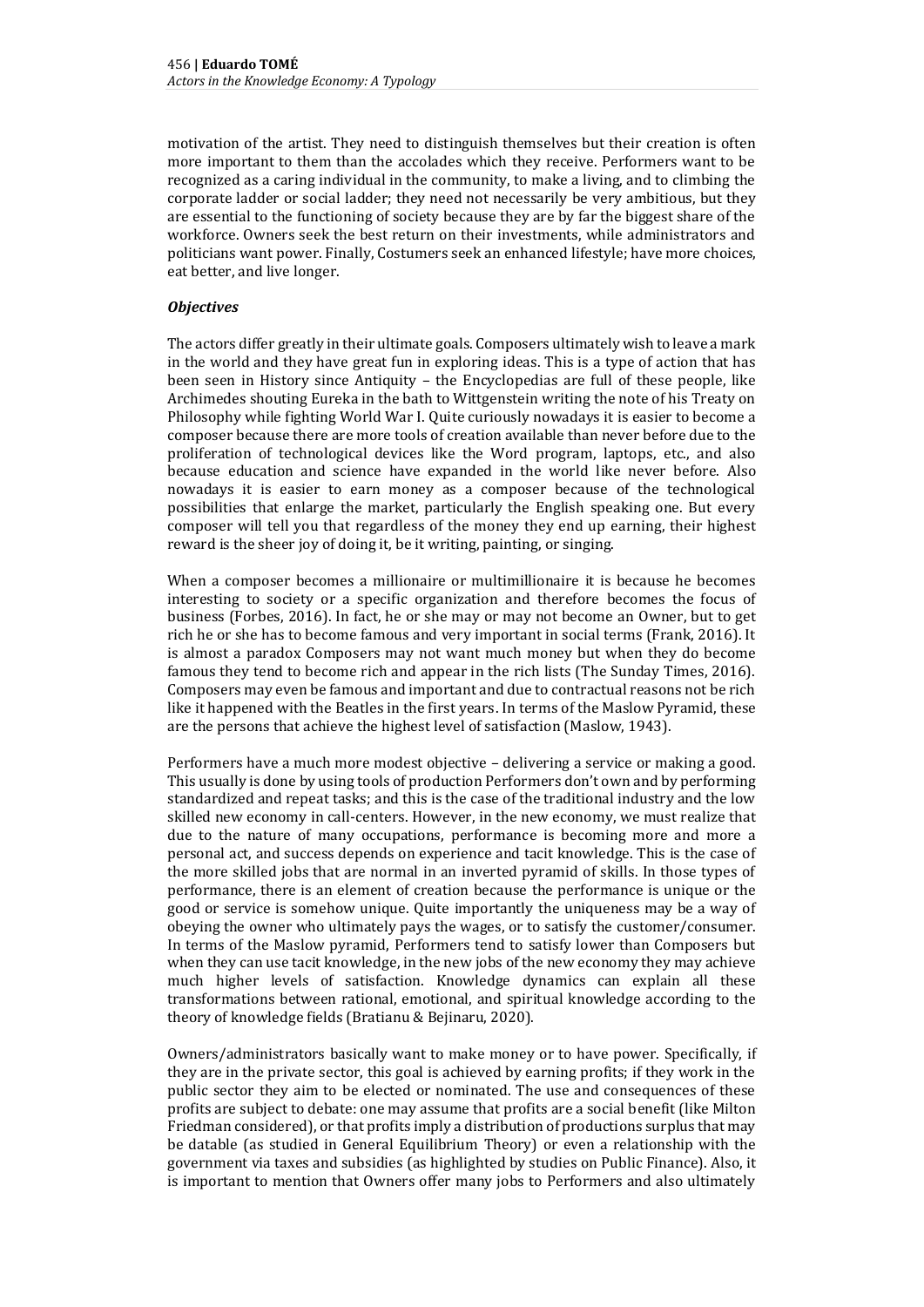motivation of the artist. They need to distinguish themselves but their creation is often more important to them than the accolades which they receive. Performers want to be recognized as a caring individual in the community, to make a living, and to climbing the corporate ladder or social ladder; they need not necessarily be very ambitious, but they are essential to the functioning of society because they are by far the biggest share of the workforce. Owners seek the best return on their investments, while administrators and politicians want power. Finally, Costumers seek an enhanced lifestyle; have more choices, eat better, and live longer.

### *Objectives*

The actors differ greatly in their ultimate goals. Composers ultimately wish to leave a mark in the world and they have great fun in exploring ideas. This is a type of action that has been seen in History since Antiquity – the Encyclopedias are full of these people, like Archimedes shouting Eureka in the bath to Wittgenstein writing the note of his Treaty on Philosophy while fighting World War I. Quite curiously nowadays it is easier to become a composer because there are more tools of creation available than never before due to the proliferation of technological devices like the Word program, laptops, etc., and also because education and science have expanded in the world like never before. Also nowadays it is easier to earn money as a composer because of the technological possibilities that enlarge the market, particularly the English speaking one. But every composer will tell you that regardless of the money they end up earning, their highest reward is the sheer joy of doing it, be it writing, painting, or singing.

When a composer becomes a millionaire or multimillionaire it is because he becomes interesting to society or a specific organization and therefore becomes the focus of business (Forbes, 2016). In fact, he or she may or may not become an Owner, but to get rich he or she has to become famous and very important in social terms (Frank, 2016). It is almost a paradox Composers may not want much money but when they do become famous they tend to become rich and appear in the rich lists (The Sunday Times, 2016). Composers may even be famous and important and due to contractual reasons not be rich like it happened with the Beatles in the first years. In terms of the Maslow Pyramid, these are the persons that achieve the highest level of satisfaction (Maslow, 1943).

Performers have a much more modest objective – delivering a service or making a good. This usually is done by using tools of production Performers don't own and by performing standardized and repeat tasks; and this is the case of the traditional industry and the low skilled new economy in call-centers. However, in the new economy, we must realize that due to the nature of many occupations, performance is becoming more and more a personal act, and success depends on experience and tacit knowledge. This is the case of the more skilled jobs that are normal in an inverted pyramid of skills. In those types of performance, there is an element of creation because the performance is unique or the good or service is somehow unique. Quite importantly the uniqueness may be a way of obeying the owner who ultimately pays the wages, or to satisfy the customer/consumer. In terms of the Maslow pyramid, Performers tend to satisfy lower than Composers but when they can use tacit knowledge, in the new jobs of the new economy they may achieve much higher levels of satisfaction. Knowledge dynamics can explain all these transformations between rational, emotional, and spiritual knowledge according to the theory of knowledge fields (Bratianu & Bejinaru, 2020).

Owners/administrators basically want to make money or to have power. Specifically, if they are in the private sector, this goal is achieved by earning profits; if they work in the public sector they aim to be elected or nominated. The use and consequences of these profits are subject to debate: one may assume that profits are a social benefit (like Milton Friedman considered), or that profits imply a distribution of productions surplus that may be datable (as studied in General Equilibrium Theory) or even a relationship with the government via taxes and subsidies (as highlighted by studies on Public Finance). Also, it is important to mention that Owners offer many jobs to Performers and also ultimately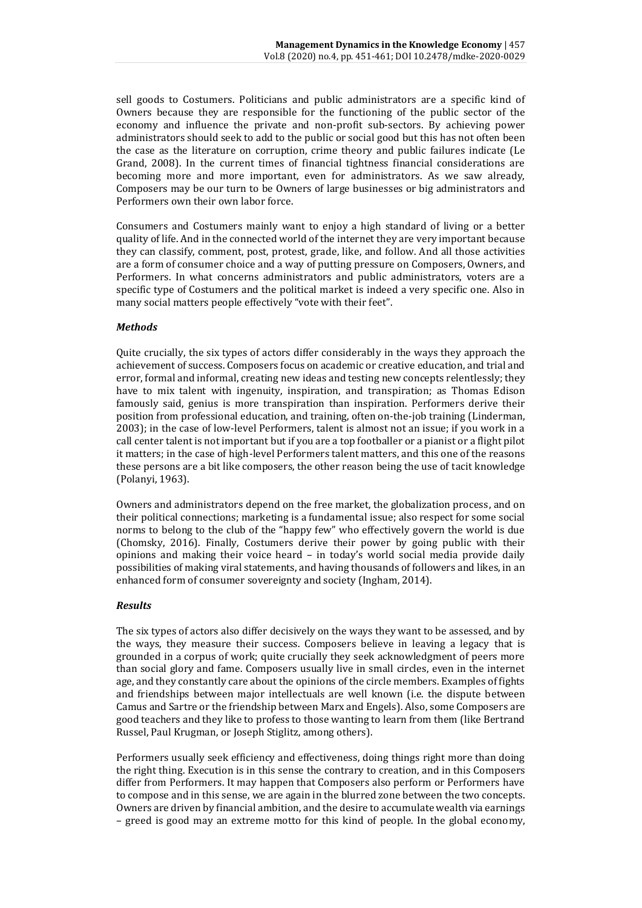sell goods to Costumers. Politicians and public administrators are a specific kind of Owners because they are responsible for the functioning of the public sector of the economy and influence the private and non-profit sub-sectors. By achieving power administrators should seek to add to the public or social good but this has not often been the case as the literature on corruption, crime theory and public failures indicate (Le Grand, 2008). In the current times of financial tightness financial considerations are becoming more and more important, even for administrators. As we saw already, Composers may be our turn to be Owners of large businesses or big administrators and Performers own their own labor force.

Consumers and Costumers mainly want to enjoy a high standard of living or a better quality of life. And in the connected world of the internet they are very important because they can classify, comment, post, protest, grade, like, and follow. And all those activities are a form of consumer choice and a way of putting pressure on Composers, Owners, and Performers. In what concerns administrators and public administrators, voters are a specific type of Costumers and the political market is indeed a very specific one. Also in many social matters people effectively "vote with their feet".

### *Methods*

Quite crucially, the six types of actors differ considerably in the ways they approach the achievement of success. Composers focus on academic or creative education, and trial and error, formal and informal, creating new ideas and testing new concepts relentlessly; they have to mix talent with ingenuity, inspiration, and transpiration; as Thomas Edison famously said, genius is more transpiration than inspiration. Performers derive their position from professional education, and training, often on-the-job training (Linderman, 2003); in the case of low-level Performers, talent is almost not an issue; if you work in a call center talent is not important but if you are a top footballer or a pianist or a flight pilot it matters; in the case of high-level Performers talent matters, and this one of the reasons these persons are a bit like composers, the other reason being the use of tacit knowledge (Polanyi, 1963).

Owners and administrators depend on the free market, the globalization process, and on their political connections; marketing is a fundamental issue; also respect for some social norms to belong to the club of the "happy few" who effectively govern the world is due (Chomsky, 2016). Finally, Costumers derive their power by going public with their opinions and making their voice heard – in today's world social media provide daily possibilities of making viral statements, and having thousands of followers and likes, in an enhanced form of consumer sovereignty and society (Ingham, 2014).

### *Results*

The six types of actors also differ decisively on the ways they want to be assessed, and by the ways, they measure their success. Composers believe in leaving a legacy that is grounded in a corpus of work; quite crucially they seek acknowledgment of peers more than social glory and fame. Composers usually live in small circles, even in the internet age, and they constantly care about the opinions of the circle members. Examples of fights and friendships between major intellectuals are well known (i.e. the dispute between Camus and Sartre or the friendship between Marx and Engels). Also, some Composers are good teachers and they like to profess to those wanting to learn from them (like Bertrand Russel, Paul Krugman, or Joseph Stiglitz, among others).

Performers usually seek efficiency and effectiveness, doing things right more than doing the right thing. Execution is in this sense the contrary to creation, and in this Composers differ from Performers. It may happen that Composers also perform or Performers have to compose and in this sense, we are again in the blurred zone between the two concepts. Owners are driven by financial ambition, and the desire to accumulate wealth via earnings – greed is good may an extreme motto for this kind of people. In the global economy,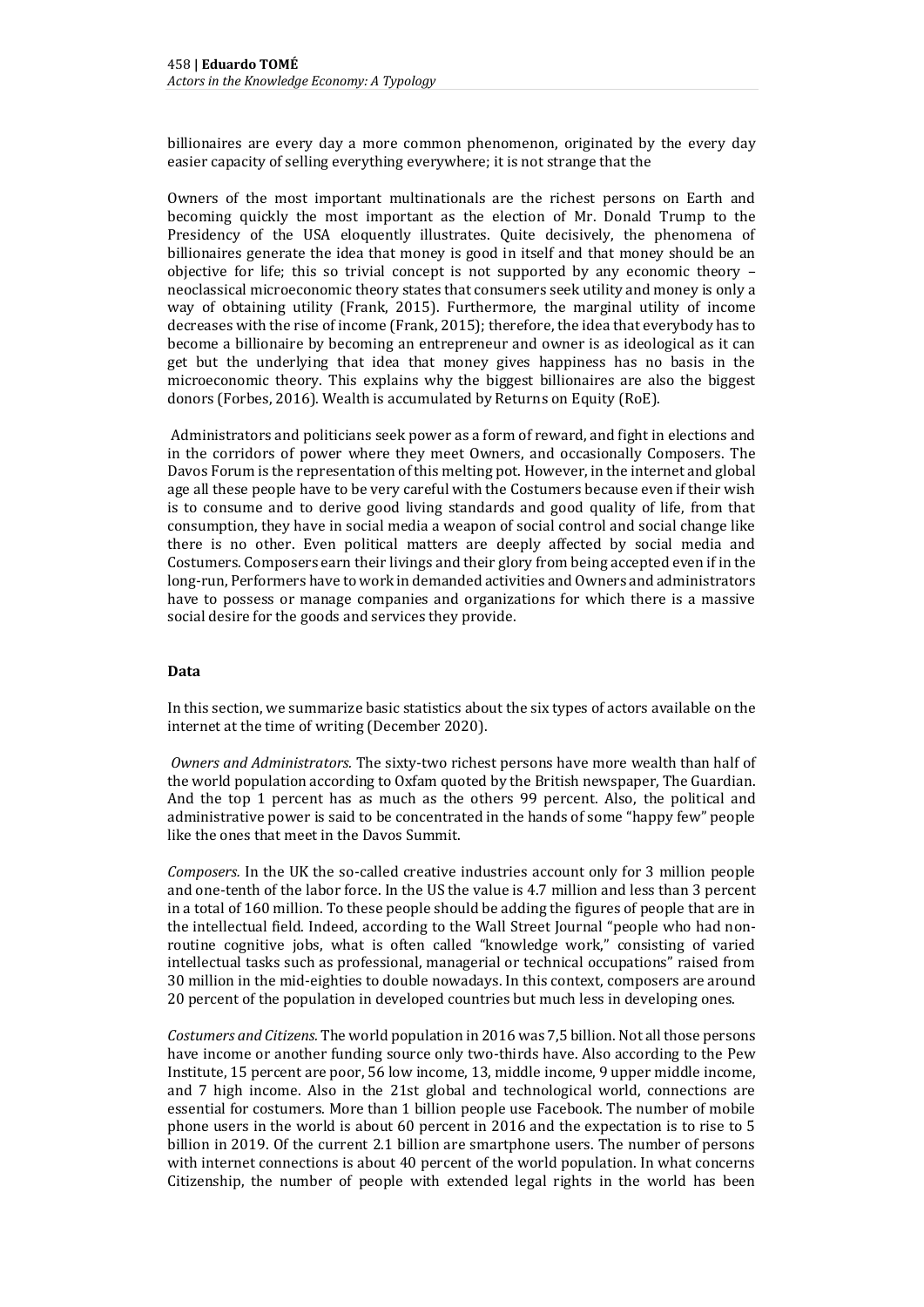billionaires are every day a more common phenomenon, originated by the every day easier capacity of selling everything everywhere; it is not strange that the

Owners of the most important multinationals are the richest persons on Earth and becoming quickly the most important as the election of Mr. Donald Trump to the Presidency of the USA eloquently illustrates. Quite decisively, the phenomena of billionaires generate the idea that money is good in itself and that money should be an objective for life; this so trivial concept is not supported by any economic theory – neoclassical microeconomic theory states that consumers seek utility and money is only a way of obtaining utility (Frank, 2015). Furthermore, the marginal utility of income decreases with the rise of income (Frank, 2015); therefore, the idea that everybody has to become a billionaire by becoming an entrepreneur and owner is as ideological as it can get but the underlying that idea that money gives happiness has no basis in the microeconomic theory. This explains why the biggest billionaires are also the biggest donors (Forbes, 2016). Wealth is accumulated by Returns on Equity (RoE).

Administrators and politicians seek power as a form of reward, and fight in elections and in the corridors of power where they meet Owners, and occasionally Composers. The Davos Forum is the representation of this melting pot. However, in the internet and global age all these people have to be very careful with the Costumers because even if their wish is to consume and to derive good living standards and good quality of life, from that consumption, they have in social media a weapon of social control and social change like there is no other. Even political matters are deeply affected by social media and Costumers. Composers earn their livings and their glory from being accepted even if in the long-run, Performers have to work in demanded activities and Owners and administrators have to possess or manage companies and organizations for which there is a massive social desire for the goods and services they provide.

## Data

In this section, we summarize basic statistics about the six types of actors available on the internet at the time of writing (December 2020).

*Owners and Administrators.* The sixty-two richest persons have more wealth than half of the world population according to Oxfam quoted by the British newspaper, The Guardian. And the top 1 percent has as much as the others 99 percent. Also, the political and administrative power is said to be concentrated in the hands of some "happy few" people like the ones that meet in the Davos Summit.

*Composers.* In the UK the so-called creative industries account only for 3 million people and one-tenth of the labor force. In the US the value is 4.7 million and less than 3 percent in a total of 160 million. To these people should be adding the figures of people that are in the intellectual field. Indeed, according to the Wall Street Journal "people who had non-routine cognitive jobs, what is often called "knowledge work," consisting of varied intellectual tasks such as professional, managerial or technical occupations" raised from 30 million in the mid-eighties to double nowadays. In this context, composers are around 20 percent of the population in developed countries but much less in developing ones.

*Costumers and Citizens.* The world population in 2016 was 7,5 billion. Not all those persons have income or another funding source only two-thirds have. Also according to the Pew Institute, 15 percent are poor, 56 low income, 13, middle income, 9 upper middle income, and 7 high income. Also in the 21st global and technological world, connections are essential for costumers. More than 1 billion people use Facebook. The number of mobile phone users in the world is about 60 percent in 2016 and the expectation is to rise to 5 billion in 2019. Of the current 2.1 billion are smartphone users. The number of persons with internet connections is about 40 percent of the world population. In what concerns Citizenship, the number of people with extended legal rights in the world has been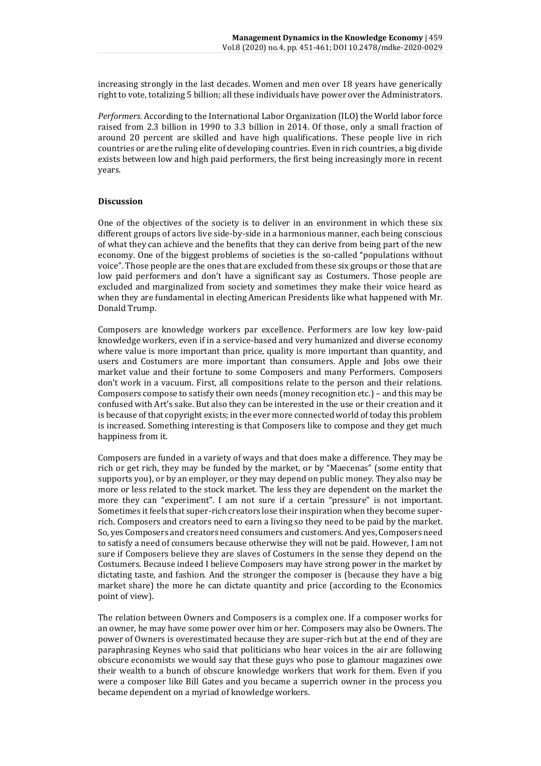increasing strongly in the last decades. Women and men over 18 years have generically right to vote, totalizing 5 billion; all these individuals have power over the Administrators.

*Performers.* According to the International Labor Organization (ILO) the World labor force raised from 2.3 billion in 1990 to 3.3 billion in 2014. Of those, only a small fraction of around 20 percent are skilled and have high qualifications. These people live in rich countries or are the ruling elite of developing countries. Even in rich countries, a big divide exists between low and high paid performers, the first being increasingly more in recent years.

## Discussion

One of the objectives of the society is to deliver in an environment in which these six different groups of actors live side-by-side in a harmonious manner, each being conscious of what they can achieve and the benefits that they can derive from being part of the new economy. One of the biggest problems of societies is the so-called "populations without voice". Those people are the ones that are excluded from these six groups or those that are low paid performers and don't have a significant say as Costumers. Those people are excluded and marginalized from society and sometimes they make their voice heard as when they are fundamental in electing American Presidents like what happened with Mr. Donald Trump.

Composers are knowledge workers par excellence. Performers are low key low-paid knowledge workers, even if in a service-based and very humanized and diverse economy where value is more important than price, quality is more important than quantity, and users and Costumers are more important than consumers. Apple and Jobs owe their market value and their fortune to some Composers and many Performers. Composers don't work in a vacuum. First, all compositions relate to the person and their relations. Composers compose to satisfy their own needs (money recognition etc.) – and this may be confused with Art's sake. But also they can be interested in the use or their creation and it is because of that copyright exists; in the ever more connected world of today this problem is increased. Something interesting is that Composers like to compose and they get much happiness from it.

Composers are funded in a variety of ways and that does make a difference. They may be rich or get rich, they may be funded by the market, or by "Maecenas" (some entity that supports you), or by an employer, or they may depend on public money. They also may be more or less related to the stock market. The less they are dependent on the market the more they can "experiment". I am not sure if a certain "pressure" is not important. Sometimes it feels that super-rich creators lose their inspiration when they become super-rich. Composers and creators need to earn a living so they need to be paid by the market. So, yes Composers and creators need consumers and customers. And yes, Composers need to satisfy a need of consumers because otherwise they will not be paid. However, I am not sure if Composers believe they are slaves of Costumers in the sense they depend on the Costumers. Because indeed I believe Composers may have strong power in the market by dictating taste, and fashion. And the stronger the composer is (because they have a big market share) the more he can dictate quantity and price (according to the Economics point of view).

The relation between Owners and Composers is a complex one. If a composer works for an owner, he may have some power over him or her. Composers may also be Owners. The power of Owners is overestimated because they are super-rich but at the end of they are paraphrasing Keynes who said that politicians who hear voices in the air are following obscure economists we would say that these guys who pose to glamour magazines owe their wealth to a bunch of obscure knowledge workers that work for them. Even if you were a composer like Bill Gates and you became a superrich owner in the process you became dependent on a myriad of knowledge workers.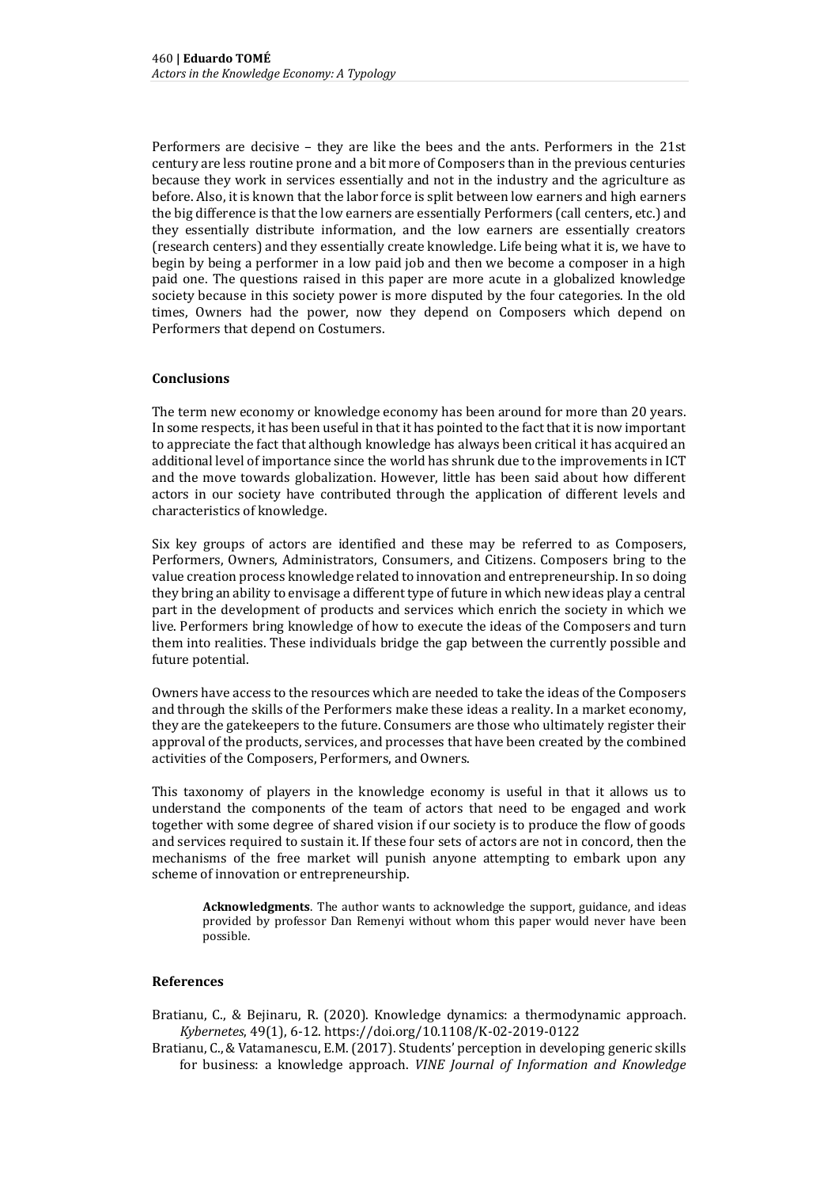Performers are decisive – they are like the bees and the ants. Performers in the 21st century are less routine prone and a bit more of Composers than in the previous centuries because they work in services essentially and not in the industry and the agriculture as before. Also, it is known that the labor force is split between low earners and high earners the big difference is that the low earners are essentially Performers (call centers, etc.) and they essentially distribute information, and the low earners are essentially creators (research centers) and they essentially create knowledge. Life being what it is, we have to begin by being a performer in a low paid job and then we become a composer in a high paid one. The questions raised in this paper are more acute in a globalized knowledge society because in this society power is more disputed by the four categories. In the old times, Owners had the power, now they depend on Composers which depend on Performers that depend on Costumers.

## Conclusions

The term new economy or knowledge economy has been around for more than 20 years. In some respects, it has been useful in that it has pointed to the fact that it is now important to appreciate the fact that although knowledge has always been critical it has acquired an additional level of importance since the world has shrunk due to the improvements in ICT and the move towards globalization. However, little has been said about how different actors in our society have contributed through the application of different levels and characteristics of knowledge.

Six key groups of actors are identified and these may be referred to as Composers, Performers, Owners, Administrators, Consumers, and Citizens. Composers bring to the value creation process knowledge related to innovation and entrepreneurship. In so doing they bring an ability to envisage a different type of future in which new ideas play a central part in the development of products and services which enrich the society in which we live. Performers bring knowledge of how to execute the ideas of the Composers and turn them into realities. These individuals bridge the gap between the currently possible and future potential.

Owners have access to the resources which are needed to take the ideas of the Composers and through the skills of the Performers make these ideas a reality. In a market economy, they are the gatekeepers to the future. Consumers are those who ultimately register their approval of the products, services, and processes that have been created by the combined activities of the Composers, Performers, and Owners.

This taxonomy of players in the knowledge economy is useful in that it allows us to understand the components of the team of actors that need to be engaged and work together with some degree of shared vision if our society is to produce the flow of goods and services required to sustain it. If these four sets of actors are not in concord, then the mechanisms of the free market will punish anyone attempting to embark upon any scheme of innovation or entrepreneurship.

> **Acknowledgments**. The author wants to acknowledge the support, guidance, and ideas provided by professor Dan Remenyi without whom this paper would never have been possible.

## References

Bratianu, C., & Bejinaru, R. (2020). Knowledge dynamics: a thermodynamic approach. *Kybernetes*, 49(1), 6-12. https://doi.org/10.1108/K-02-2019-0122

Bratianu, C., & Vatamanescu, E.M. (2017). Students' perception in developing generic skills for business: a knowledge approach. *VINE Journal of Information and Knowledge*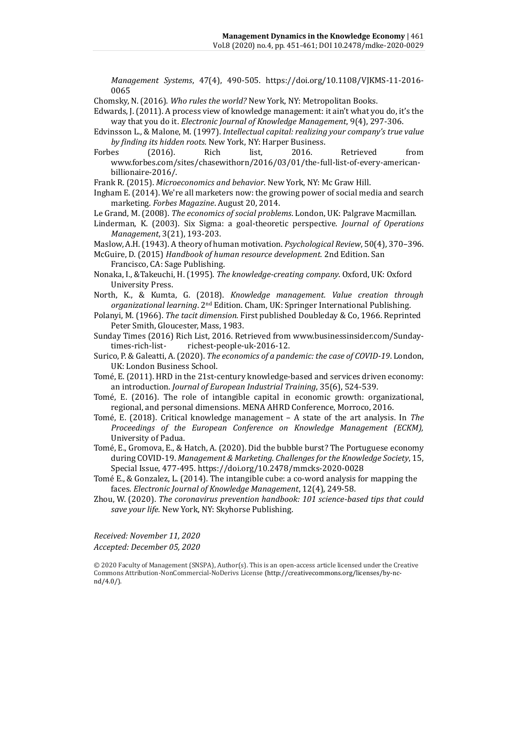*Management Systems*, 47(4), 490-505. https://doi.org/10.1108/VJKMS-11-2016-0065

Chomsky, N. (2016). *Who rules the world?* New York, NY: Metropolitan Books.

Edwards, J. (2011). A process view of knowledge management: it ain't what you do, it's the way that you do it. *Electronic Journal of Knowledge Management*, 9(4), 297-306.

Edvinsson L., & Malone, M. (1997). *Intellectual capital: realizing your company's true value by finding its hidden roots.* New York, NY: Harper Business.

Forbes (2016). Rich list, 2016. Retrieved from www.forbes.com/sites/chasewithorn/2016/03/01/the-full-list-of-every-american-billionaire-2016/.

Frank R. (2015). *Microeconomics and behavior*. New York, NY: Mc Graw Hill.

Ingham E. (2014). We're all marketers now: the growing power of social media and search marketing. *Forbes Magazine*. August 20, 2014.

Le Grand, M. (2008). *The economics of social problems*. London, UK: Palgrave Macmillan.

Linderman, K. (2003). Six Sigma: a goal-theoretic perspective. *Journal of Operations Management*, 3(21), 193-203.

Maslow, A.H. (1943). A theory of human motivation. *Psychological Review*, 50(4), 370–396.

McGuire, D. (2015) *Handbook of human resource development.* 2nd Edition. San Francisco, CA: Sage Publishing.

Nonaka, I., &Takeuchi, H. (1995). *The knowledge-creating company*. Oxford, UK: Oxford University Press.

North, K., & Kumta, G. (2018). *Knowledge management. Value creation through organizational learning*. 2nd Edition. Cham, UK: Springer International Publishing.

Polanyi, M. (1966). *The tacit dimension*. First published Doubleday & Co, 1966. Reprinted Peter Smith, Gloucester, Mass, 1983.

Sunday Times (2016) Rich List, 2016. Retrieved from www.businessinsider.com/Sunday-times-rich-list- richest-people-uk-2016-12.

Surico, P. & Galeatti, A. (2020). *The economics of a pandemic: the case of COVID-19*. London, UK: London Business School.

Tomé, E. (2011). HRD in the 21st-century knowledge-based and services driven economy: an introduction. *Journal of European Industrial Training*, 35(6), 524-539.

Tomé, E. (2016). The role of intangible capital in economic growth: organizational, regional, and personal dimensions. MENA AHRD Conference, Morroco, 2016.

Tomé, E. (2018). Critical knowledge management – A state of the art analysis. In *The Proceedings of the European Conference on Knowledge Management (ECKM),* University of Padua.

Tomé, E., Gromova, E., & Hatch, A. (2020). Did the bubble burst? The Portuguese economy during COVID-19. *Management & Marketing. Challenges for the Knowledge Society*, 15, Special Issue, 477-495. https://doi.org/10.2478/mmcks-2020-0028

Tomé E., & Gonzalez, L. (2014). The intangible cube: a co-word analysis for mapping the faces. *Electronic Journal of Knowledge Management*, 12(4), 249-58.

Zhou, W. (2020). *The coronavirus prevention handbook: 101 science-based tips that could save your life.* New York, NY: Skyhorse Publishing.

*Received: November 11, 2020*
*Accepted: December 05, 2020*

© 2020 Faculty of Management (SNSPA), Author(s). This is an open-access article licensed under the Creative Commons Attribution-NonCommercial-NoDerivs License (http://creativecommons.org/licenses/by-nc-nd/4.0/).